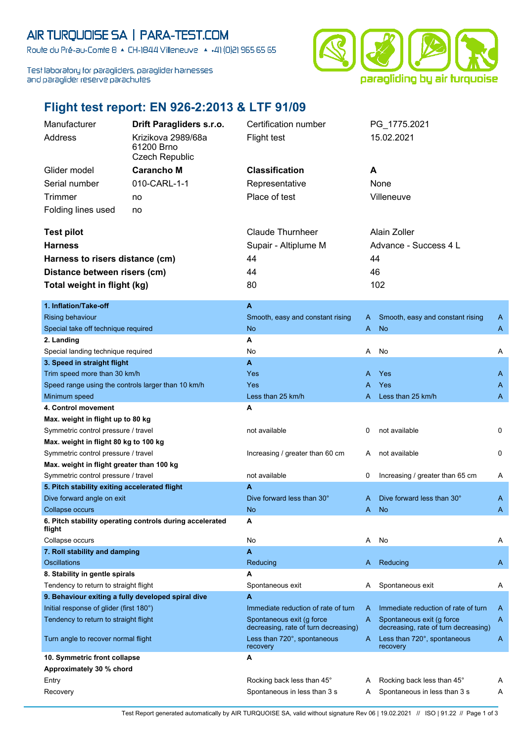# AIR TURQUOISE SA | PARA-TEST.COM

Route du Pré-au-Comte 8 ▲ CH-1844 Villeneuve ▲ +41 (0)21 965 65 65

Test laboratory for paragliders, paraglider harnesses and paraglider reserve parachutes

## Flight test report: EN 926-2:2013 & LTF 91/09

| | | | |
|---|---|---|---|
| Manufacturer | **Drift Paragliders s.r.o.** | Certification number | PG_1775.2021 |
| Address | Krizikova 2989/68a<br>61200 Brno<br>Czech Republic | Flight test | 15.02.2021 |
| Glider model | **Carancho M** | **Classification** | **A** |
| Serial number | 010-CARL-1-1 | Representative | None |
| Trimmer | no | Place of test | Villeneuve |
| Folding lines used | no | | |

| | | |
|---|---|---|
| **Test pilot** | Claude Thurnheer | Alain Zoller |
| **Harness** | Supair - Altiplume M | Advance - Success 4 L |
| **Harness to risers distance (cm)** | 44 | 44 |
| **Distance between risers (cm)** | 44 | 46 |
| **Total weight in flight (kg)** | 80 | 102 |

| | | | | |
|---|---|---|---|---|
| **1. Inflation/Take-off** | **A** | | | |
| Rising behaviour | Smooth, easy and constant rising | A | Smooth, easy and constant rising | A |
| Special take off technique required | No | A | No | A |
| **2. Landing** | **A** | | | |
| Special landing technique required | No | A | No | A |
| **3. Speed in straight flight** | **A** | | | |
| Trim speed more than 30 km/h | Yes | A | Yes | A |
| Speed range using the controls larger than 10 km/h | Yes | A | Yes | A |
| Minimum speed | Less than 25 km/h | A | Less than 25 km/h | A |
| **4. Control movement** | **A** | | | |
| **Max. weight in flight up to 80 kg** | | | | |
| Symmetric control pressure / travel | not available | 0 | not available | 0 |
| **Max. weight in flight 80 kg to 100 kg** | | | | |
| Symmetric control pressure / travel | Increasing / greater than 60 cm | A | not available | 0 |
| **Max. weight in flight greater than 100 kg** | | | | |
| Symmetric control pressure / travel | not available | 0 | Increasing / greater than 65 cm | A |
| **5. Pitch stability exiting accelerated flight** | **A** | | | |
| Dive forward angle on exit | Dive forward less than 30° | A | Dive forward less than 30° | A |
| Collapse occurs | No | A | No | A |
| **6. Pitch stability operating controls during accelerated flight** | **A** | | | |
| Collapse occurs | No | A | No | A |
| **7. Roll stability and damping** | **A** | | | |
| Oscillations | Reducing | A | Reducing | A |
| **8. Stability in gentle spirals** | **A** | | | |
| Tendency to return to straight flight | Spontaneous exit | A | Spontaneous exit | A |
| **9. Behaviour exiting a fully developed spiral dive** | **A** | | | |
| Initial response of glider (first 180°) | Immediate reduction of rate of turn | A | Immediate reduction of rate of turn | A |
| Tendency to return to straight flight | Spontaneous exit (g force decreasing, rate of turn decreasing) | A | Spontaneous exit (g force decreasing, rate of turn decreasing) | A |
| Turn angle to recover normal flight | Less than 720°, spontaneous recovery | A | Less than 720°, spontaneous recovery | A |
| **10. Symmetric front collapse** | **A** | | | |
| **Approximately 30 % chord** | | | | |
| Entry | Rocking back less than 45° | A | Rocking back less than 45° | A |
| Recovery | Spontaneous in less than 3 s | A | Spontaneous in less than 3 s | A |

Test Report generated automatically by AIR TURQUOISE SA, valid without signature Rev 06 | 19.02.2021 // ISO | 91.22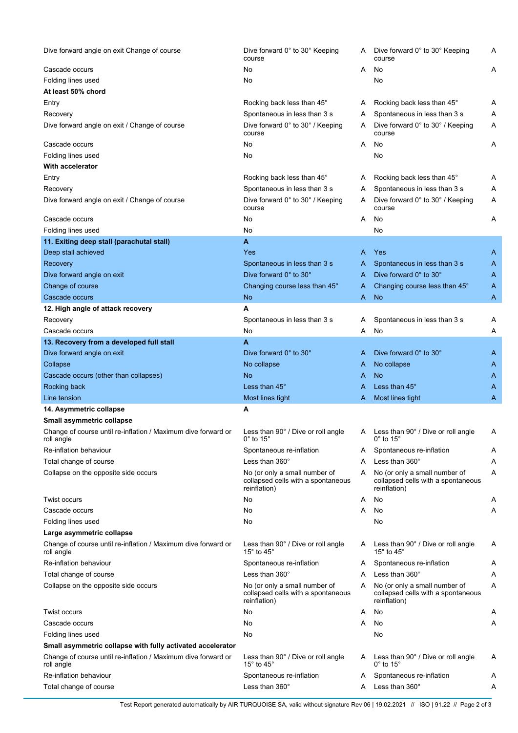| | | | | |
|---|---|---|---|---|
| Dive forward angle on exit Change of course | Dive forward 0° to 30° Keeping course | A | Dive forward 0° to 30° Keeping course | A |
| Cascade occurs | No | A | No | A |
| Folding lines used | No | | No | |
| **At least 50% chord** | | | | |
| Entry | Rocking back less than 45° | A | Rocking back less than 45° | A |
| Recovery | Spontaneous in less than 3 s | A | Spontaneous in less than 3 s | A |
| Dive forward angle on exit / Change of course | Dive forward 0° to 30° / Keeping course | A | Dive forward 0° to 30° / Keeping course | A |
| Cascade occurs | No | A | No | A |
| Folding lines used | No | | No | |
| **With accelerator** | | | | |
| Entry | Rocking back less than 45° | A | Rocking back less than 45° | A |
| Recovery | Spontaneous in less than 3 s | A | Spontaneous in less than 3 s | A |
| Dive forward angle on exit / Change of course | Dive forward 0° to 30° / Keeping course | A | Dive forward 0° to 30° / Keeping course | A |
| Cascade occurs | No | A | No | A |
| Folding lines used | No | | No | |
| **11. Exiting deep stall (parachutal stall)** | **A** | | | |
| Deep stall achieved | Yes | A | Yes | A |
| Recovery | Spontaneous in less than 3 s | A | Spontaneous in less than 3 s | A |
| Dive forward angle on exit | Dive forward 0° to 30° | A | Dive forward 0° to 30° | A |
| Change of course | Changing course less than 45° | A | Changing course less than 45° | A |
| Cascade occurs | No | A | No | A |
| **12. High angle of attack recovery** | **A** | | | |
| Recovery | Spontaneous in less than 3 s | A | Spontaneous in less than 3 s | A |
| Cascade occurs | No | A | No | A |
| **13. Recovery from a developed full stall** | **A** | | | |
| Dive forward angle on exit | Dive forward 0° to 30° | A | Dive forward 0° to 30° | A |
| Collapse | No collapse | A | No collapse | A |
| Cascade occurs (other than collapses) | No | A | No | A |
| Rocking back | Less than 45° | A | Less than 45° | A |
| Line tension | Most lines tight | A | Most lines tight | A |
| **14. Asymmetric collapse** | **A** | | | |
| **Small asymmetric collapse** | | | | |
| Change of course until re-inflation / Maximum dive forward or roll angle | Less than 90° / Dive or roll angle 0° to 15° | A | Less than 90° / Dive or roll angle 0° to 15° | A |
| Re-inflation behaviour | Spontaneous re-inflation | A | Spontaneous re-inflation | A |
| Total change of course | Less than 360° | A | Less than 360° | A |
| Collapse on the opposite side occurs | No (or only a small number of collapsed cells with a spontaneous reinflation) | A | No (or only a small number of collapsed cells with a spontaneous reinflation) | A |
| Twist occurs | No | A | No | A |
| Cascade occurs | No | A | No | A |
| Folding lines used | No | | No | |
| **Large asymmetric collapse** | | | | |
| Change of course until re-inflation / Maximum dive forward or roll angle | Less than 90° / Dive or roll angle 15° to 45° | A | Less than 90° / Dive or roll angle 15° to 45° | A |
| Re-inflation behaviour | Spontaneous re-inflation | A | Spontaneous re-inflation | A |
| Total change of course | Less than 360° | A | Less than 360° | A |
| Collapse on the opposite side occurs | No (or only a small number of collapsed cells with a spontaneous reinflation) | A | No (or only a small number of collapsed cells with a spontaneous reinflation) | A |
| Twist occurs | No | A | No | A |
| Cascade occurs | No | A | No | A |
| Folding lines used | No | | No | |
| **Small asymmetric collapse with fully activated accelerator** | | | | |
| Change of course until re-inflation / Maximum dive forward or roll angle | Less than 90° / Dive or roll angle 15° to 45° | A | Less than 90° / Dive or roll angle 0° to 15° | A |
| Re-inflation behaviour | Spontaneous re-inflation | A | Spontaneous re-inflation | A |
| Total change of course | Less than 360° | A | Less than 360° | A |

Test Report generated automatically by AIR TURQUOISE SA, valid without signature Rev 06 | 19.02.2021 // ISO | 91.22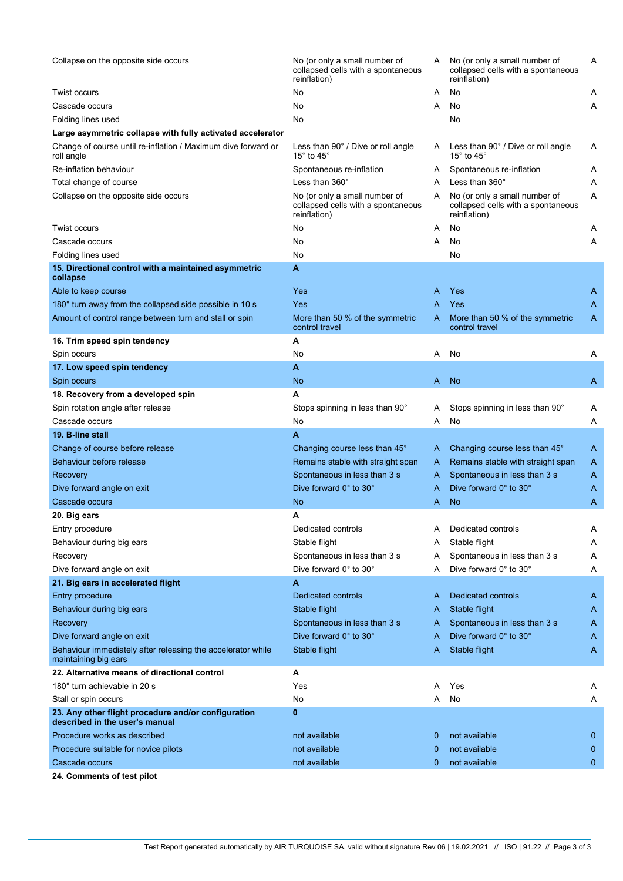| | | | | |
|---|---|---|---|---|
| Collapse on the opposite side occurs | No (or only a small number of collapsed cells with a spontaneous reinflation) | A | No (or only a small number of collapsed cells with a spontaneous reinflation) | A |
| Twist occurs | No | A | No | A |
| Cascade occurs | No | A | No | A |
| Folding lines used | No | | No | |
| **Large asymmetric collapse with fully activated accelerator** | | | | |
| Change of course until re-inflation / Maximum dive forward or roll angle | Less than 90° / Dive or roll angle 15° to 45° | A | Less than 90° / Dive or roll angle 15° to 45° | A |
| Re-inflation behaviour | Spontaneous re-inflation | A | Spontaneous re-inflation | A |
| Total change of course | Less than 360° | A | Less than 360° | A |
| Collapse on the opposite side occurs | No (or only a small number of collapsed cells with a spontaneous reinflation) | A | No (or only a small number of collapsed cells with a spontaneous reinflation) | A |
| Twist occurs | No | A | No | A |
| Cascade occurs | No | A | No | A |
| Folding lines used | No | | No | |
| **15. Directional control with a maintained asymmetric collapse** | **A** | | | |
| Able to keep course | Yes | A | Yes | A |
| 180° turn away from the collapsed side possible in 10 s | Yes | A | Yes | A |
| Amount of control range between turn and stall or spin | More than 50 % of the symmetric control travel | A | More than 50 % of the symmetric control travel | A |
| **16. Trim speed spin tendency** | **A** | | | |
| Spin occurs | No | A | No | A |
| **17. Low speed spin tendency** | **A** | | | |
| Spin occurs | No | A | No | A |
| **18. Recovery from a developed spin** | **A** | | | |
| Spin rotation angle after release | Stops spinning in less than 90° | A | Stops spinning in less than 90° | A |
| Cascade occurs | No | A | No | A |
| **19. B-line stall** | **A** | | | |
| Change of course before release | Changing course less than 45° | A | Changing course less than 45° | A |
| Behaviour before release | Remains stable with straight span | A | Remains stable with straight span | A |
| Recovery | Spontaneous in less than 3 s | A | Spontaneous in less than 3 s | A |
| Dive forward angle on exit | Dive forward 0° to 30° | A | Dive forward 0° to 30° | A |
| Cascade occurs | No | A | No | A |
| **20. Big ears** | **A** | | | |
| Entry procedure | Dedicated controls | A | Dedicated controls | A |
| Behaviour during big ears | Stable flight | A | Stable flight | A |
| Recovery | Spontaneous in less than 3 s | A | Spontaneous in less than 3 s | A |
| Dive forward angle on exit | Dive forward 0° to 30° | A | Dive forward 0° to 30° | A |
| **21. Big ears in accelerated flight** | **A** | | | |
| Entry procedure | Dedicated controls | A | Dedicated controls | A |
| Behaviour during big ears | Stable flight | A | Stable flight | A |
| Recovery | Spontaneous in less than 3 s | A | Spontaneous in less than 3 s | A |
| Dive forward angle on exit | Dive forward 0° to 30° | A | Dive forward 0° to 30° | A |
| Behaviour immediately after releasing the accelerator while maintaining big ears | Stable flight | A | Stable flight | A |
| **22. Alternative means of directional control** | **A** | | | |
| 180° turn achievable in 20 s | Yes | A | Yes | A |
| Stall or spin occurs | No | A | No | A |
| **23. Any other flight procedure and/or configuration described in the user's manual** | **0** | | | |
| Procedure works as described | not available | 0 | not available | 0 |
| Procedure suitable for novice pilots | not available | 0 | not available | 0 |
| Cascade occurs | not available | 0 | not available | 0 |

**24. Comments of test pilot**

Test Report generated automatically by AIR TURQUOISE SA, valid without signature Rev 06 | 19.02.2021 // ISO | 91.22